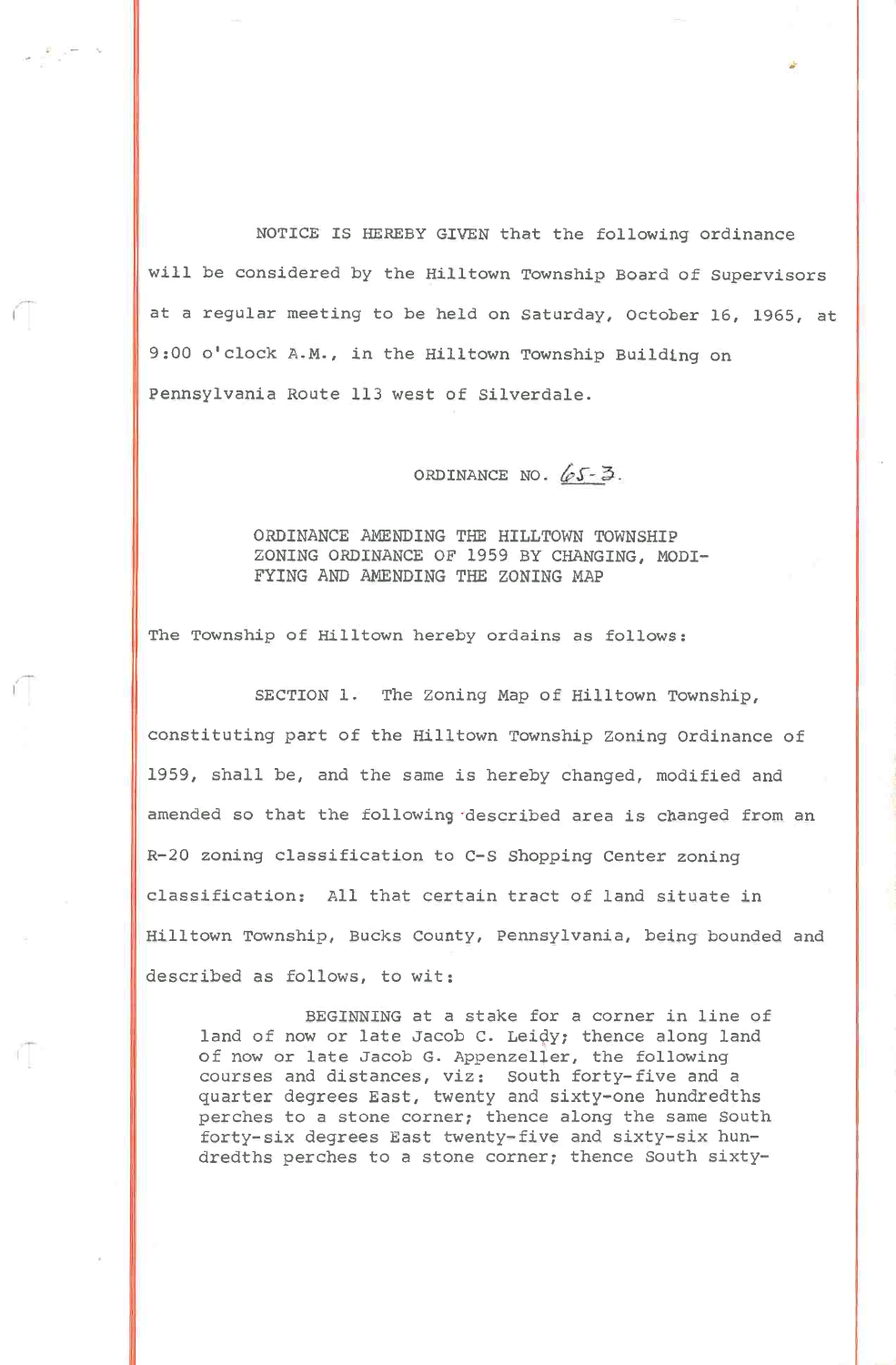NOTICE IS HEREBY GIVEN that the following ordinance will be considered by the Hilltown Township Board of Supervisors at a regular meeting to be held on Saturday, October 16, 1965, at 9:00 o'clock A.M., in the Hilltown Township Building on Pennsylvania Route 113 west of Silverdale.

ORDINANCE NO. 65-3.

ORDINANCE AMENDING THE HILLTOWN TOWNSHIP ZONING ORDINANCE OF 1959 BY CHANGING, MODIFYING AND AMENDING THE ZONING MAP

The Township of Hilltown hereby ordains as follows:

SECTION 1. The Zoning Map of Hilltown Township, constituting part of the Hilltown Township Zoning Ordinance of 1959, shall be, and the same is hereby changed, modified and amended so that the following described area is changed from an R-20 zoning classification to C-S Shopping Center zoning classification: All that certain tract of land situate in Hilltown Township, Bucks County, Pennsylvania, being bounded and described as follows, to wit:

> BEGINNING at a stake for a corner in line of land of now or late Jacob C. Leidy; thence along land of now or late Jacob G. Appenzeller, the following courses and distances, viz: South forty-five and a quarter degrees East, twenty and sixty-one hundredths perches to a stone corner; thence along the same South forty-six degrees East twenty-five and sixty-six hundredths perches to a stone corner; thence South sixty-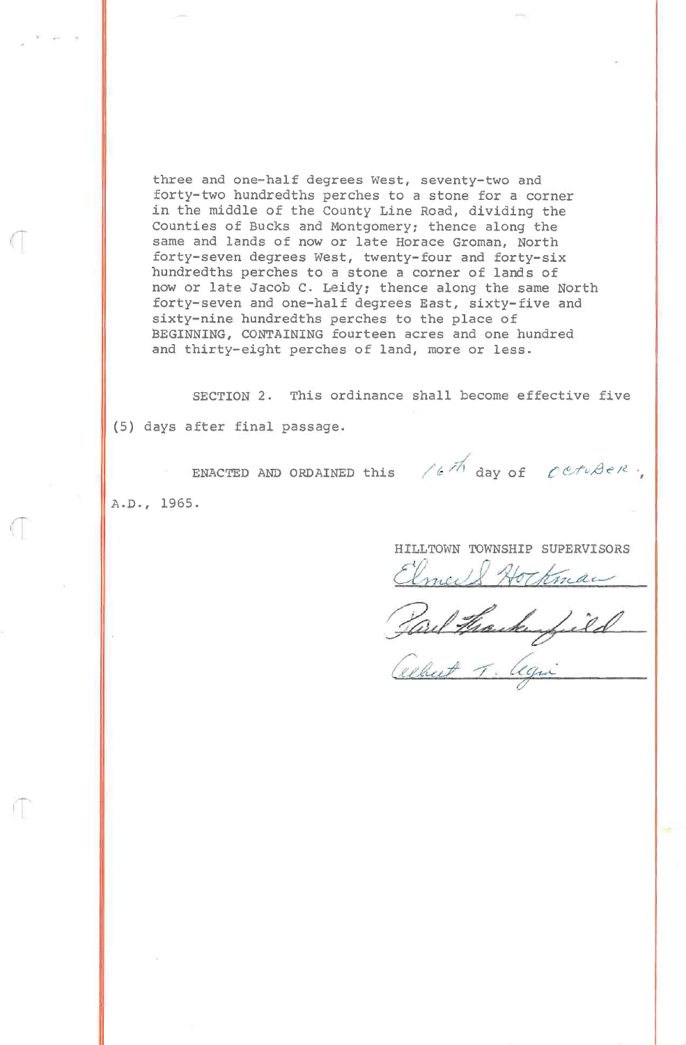three and one-half degrees West, seventy-two and forty-two hundredths perches to a stone for a corner in the middle of the County Line Road, dividing the Counties of Bucks and Montgomery; thence along the same and lands of now or late Horace Groman, North forty-seven degrees West, twenty-four and forty-six hundredths perches to a stone a corner of lands of now or late Jacob C. Leidy; thence along the same North forty-seven and one-half degrees East, sixty-five and sixty-nine hundredths perches to the place of BEGINNING, CONTAINING fourteen acres and one hundred and thirty-eight perches of land, more or less.

SECTION 2. This ordinance shall become effective five (5) days after final passage.

ENACTED AND ORDAINED this 16th day of October, A.D., 1965.

HILLTOWN TOWNSHIP SUPERVISORS

Elmer S. Hockman

Paul Frankenfield

Albert T. Ugi